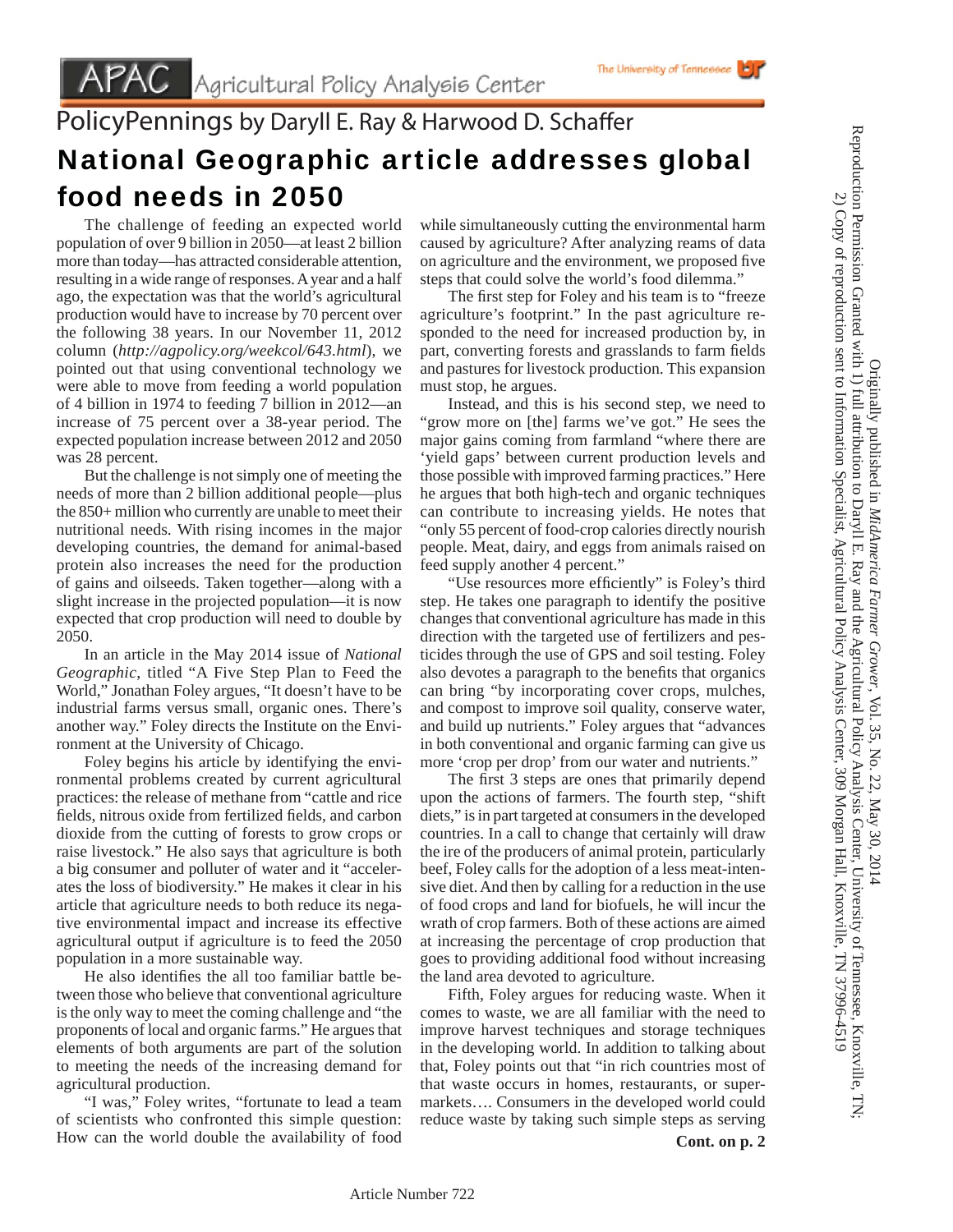APAC Agricultural Policy Analysis Center

The University of Tennessee

PolicyPennings by Daryll E. Ray & Harwood D. Schaffer

# National Geographic article addresses global food needs in 2050

The challenge of feeding an expected world population of over 9 billion in 2050—at least 2 billion more than today—has attracted considerable attention, resulting in a wide range of responses. A year and a half ago, the expectation was that the world's agricultural production would have to increase by 70 percent over the following 38 years. In our November 11, 2012 column (*http://agpolicy.org/weekcol/643.html*), we pointed out that using conventional technology we were able to move from feeding a world population of 4 billion in 1974 to feeding 7 billion in 2012—an increase of 75 percent over a 38-year period. The expected population increase between 2012 and 2050 was 28 percent.

But the challenge is not simply one of meeting the needs of more than 2 billion additional people—plus the 850+ million who currently are unable to meet their nutritional needs. With rising incomes in the major developing countries, the demand for animal-based protein also increases the need for the production of gains and oilseeds. Taken together—along with a slight increase in the projected population—it is now expected that crop production will need to double by 2050.

In an article in the May 2014 issue of *National Geographic*, titled "A Five Step Plan to Feed the World," Jonathan Foley argues, "It doesn't have to be industrial farms versus small, organic ones. There's another way." Foley directs the Institute on the Environment at the University of Chicago.

Foley begins his article by identifying the environmental problems created by current agricultural practices: the release of methane from "cattle and rice fields, nitrous oxide from fertilized fields, and carbon dioxide from the cutting of forests to grow crops or raise livestock." He also says that agriculture is both a big consumer and polluter of water and it "accelerates the loss of biodiversity." He makes it clear in his article that agriculture needs to both reduce its negative environmental impact and increase its effective agricultural output if agriculture is to feed the 2050 population in a more sustainable way.

He also identifies the all too familiar battle between those who believe that conventional agriculture is the only way to meet the coming challenge and "the proponents of local and organic farms." He argues that elements of both arguments are part of the solution to meeting the needs of the increasing demand for agricultural production.

"I was," Foley writes, "fortunate to lead a team of scientists who confronted this simple question: How can the world double the availability of food while simultaneously cutting the environmental harm caused by agriculture? After analyzing reams of data on agriculture and the environment, we proposed five steps that could solve the world's food dilemma."

The first step for Foley and his team is to "freeze agriculture's footprint." In the past agriculture responded to the need for increased production by, in part, converting forests and grasslands to farm fields and pastures for livestock production. This expansion must stop, he argues.

Instead, and this is his second step, we need to "grow more on [the] farms we've got." He sees the major gains coming from farmland "where there are 'yield gaps' between current production levels and those possible with improved farming practices." Here he argues that both high-tech and organic techniques can contribute to increasing yields. He notes that "only 55 percent of food-crop calories directly nourish people. Meat, dairy, and eggs from animals raised on feed supply another 4 percent."

"Use resources more efficiently" is Foley's third step. He takes one paragraph to identify the positive changes that conventional agriculture has made in this direction with the targeted use of fertilizers and pesticides through the use of GPS and soil testing. Foley also devotes a paragraph to the benefits that organics can bring "by incorporating cover crops, mulches, and compost to improve soil quality, conserve water, and build up nutrients." Foley argues that "advances in both conventional and organic farming can give us more 'crop per drop' from our water and nutrients."

The first 3 steps are ones that primarily depend upon the actions of farmers. The fourth step, "shift diets," is in part targeted at consumers in the developed countries. In a call to change that certainly will draw the ire of the producers of animal protein, particularly beef, Foley calls for the adoption of a less meat-intensive diet. And then by calling for a reduction in the use of food crops and land for biofuels, he will incur the wrath of crop farmers. Both of these actions are aimed at increasing the percentage of crop production that goes to providing additional food without increasing the land area devoted to agriculture.

Fifth, Foley argues for reducing waste. When it comes to waste, we are all familiar with the need to improve harvest techniques and storage techniques in the developing world. In addition to talking about that, Foley points out that "in rich countries most of that waste occurs in homes, restaurants, or supermarkets…. Consumers in the developed world could reduce waste by taking such simple steps as serving

**Cont. on p. 2**

Originally published in *MidAmerica Farmer Grower*, Vol. 35, No. 22, May 30, 2014
Reproduction Permission Granted with 1) full attribution to Daryll E. Ray and the Agricultural Policy Analysis Center, University of Tennessee, Knoxville, TN;
2) Copy of reproduction sent to Information Specialist, Agricultural Policy Analysis Center, 309 Morgan Hall, Knoxville, TN 37996-4519

Article Number 722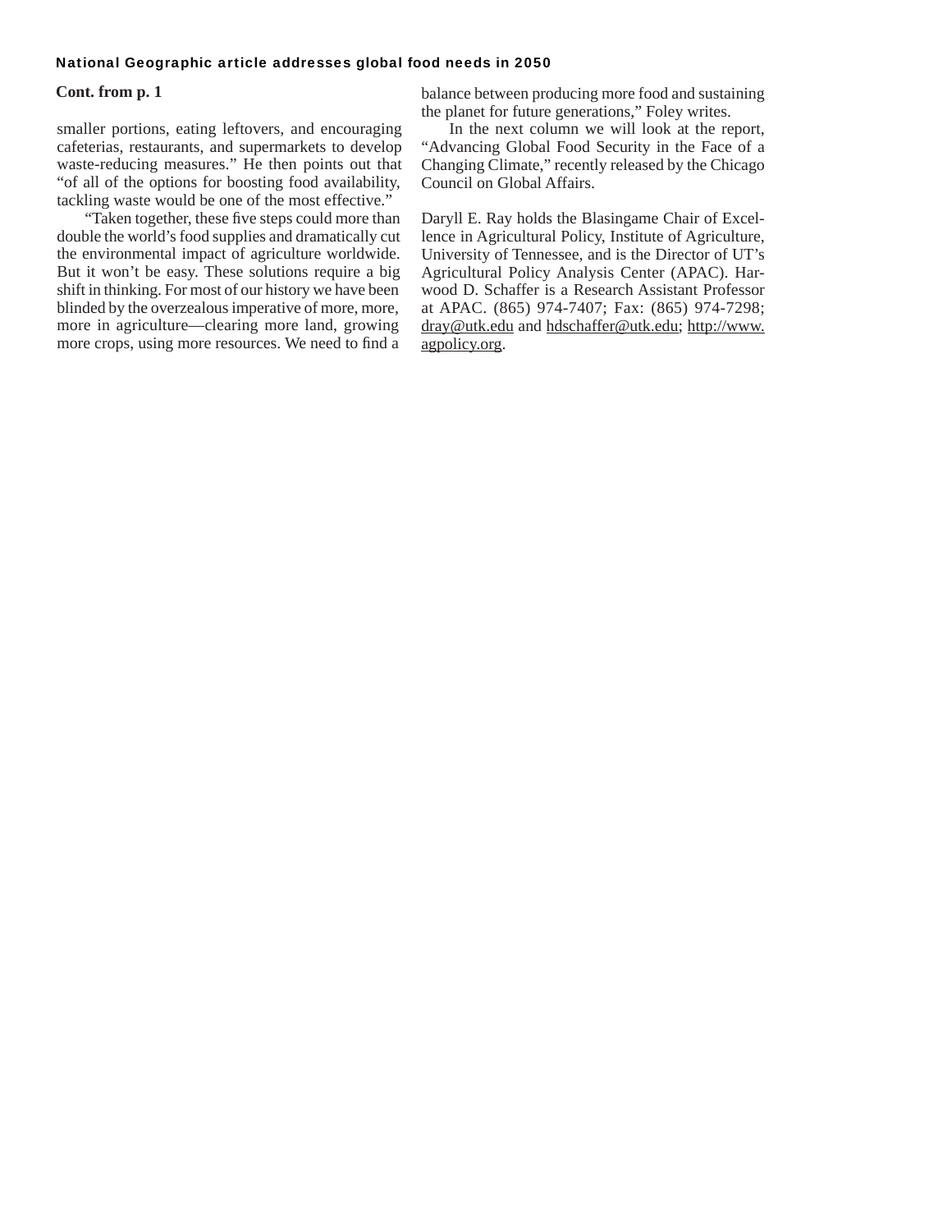## National Geographic article addresses global food needs in 2050

**Cont. from p. 1**

smaller portions, eating leftovers, and encouraging cafeterias, restaurants, and supermarkets to develop waste-reducing measures." He then points out that "of all of the options for boosting food availability, tackling waste would be one of the most effective."

"Taken together, these five steps could more than double the world's food supplies and dramatically cut the environmental impact of agriculture worldwide. But it won't be easy. These solutions require a big shift in thinking. For most of our history we have been blinded by the overzealous imperative of more, more, more in agriculture—clearing more land, growing more crops, using more resources. We need to find a balance between producing more food and sustaining the planet for future generations," Foley writes.

In the next column we will look at the report, "Advancing Global Food Security in the Face of a Changing Climate," recently released by the Chicago Council on Global Affairs.

Daryll E. Ray holds the Blasingame Chair of Excellence in Agricultural Policy, Institute of Agriculture, University of Tennessee, and is the Director of UT's Agricultural Policy Analysis Center (APAC). Harwood D. Schaffer is a Research Assistant Professor at APAC. (865) 974-7407; Fax: (865) 974-7298; dray@utk.edu and hdschaffer@utk.edu; http://www.agpolicy.org.